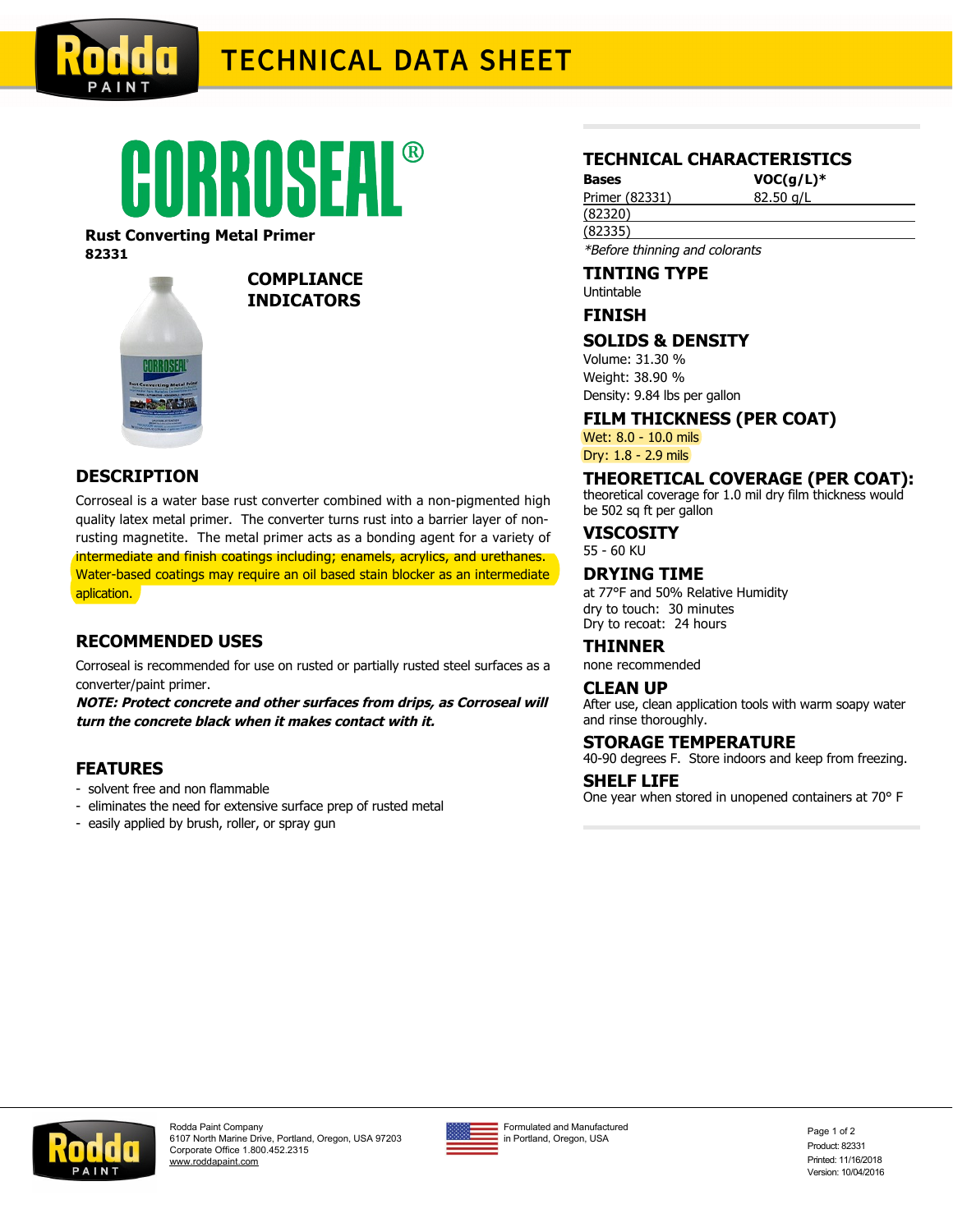# TECHNICAL DATA SHEET

# CORROSEAL®

**Rust Converting Metal Primer**
**82331**

## COMPLIANCE INDICATORS

## DESCRIPTION

Corroseal is a water base rust converter combined with a non-pigmented high quality latex metal primer. The converter turns rust into a barrier layer of non-rusting magnetite. The metal primer acts as a bonding agent for a variety of intermediate and finish coatings including; enamels, acrylics, and urethanes. Water-based coatings may require an oil based stain blocker as an intermediate aplication.

## RECOMMENDED USES

Corroseal is recommended for use on rusted or partially rusted steel surfaces as a converter/paint primer.

***NOTE: Protect concrete and other surfaces from drips, as Corroseal will turn the concrete black when it makes contact with it.***

## FEATURES

- solvent free and non flammable
- eliminates the need for extensive surface prep of rusted metal
- easily applied by brush, roller, or spray gun

## TECHNICAL CHARACTERISTICS

| Bases | VOC(g/L)* |
|---|---|
| Primer (82331) | 82.50 g/L |
| (82320) | |
| (82335) | |

*Before thinning and colorants*

## TINTING TYPE

Untintable

## FINISH

## SOLIDS & DENSITY

Volume: 31.30 %
Weight: 38.90 %
Density: 9.84 lbs per gallon

## FILM THICKNESS (PER COAT)

Wet: 8.0 - 10.0 mils
Dry: 1.8 - 2.9 mils

## THEORETICAL COVERAGE (PER COAT):

theoretical coverage for 1.0 mil dry film thickness would be 502 sq ft per gallon

## VISCOSITY

55 - 60 KU

## DRYING TIME

at 77°F and 50% Relative Humidity
dry to touch: 30 minutes
Dry to recoat: 24 hours

## THINNER

none recommended

## CLEAN UP

After use, clean application tools with warm soapy water and rinse thoroughly.

## STORAGE TEMPERATURE

40-90 degrees F. Store indoors and keep from freezing.

## SHELF LIFE

One year when stored in unopened containers at 70° F

Rodda Paint Company
6107 North Marine Drive, Portland, Oregon, USA 97203
Corporate Office 1.800.452.2315
www.roddapaint.com

Formulated and Manufactured in Portland, Oregon, USA

Product: 82331
Printed: 11/16/2018
Version: 10/04/2016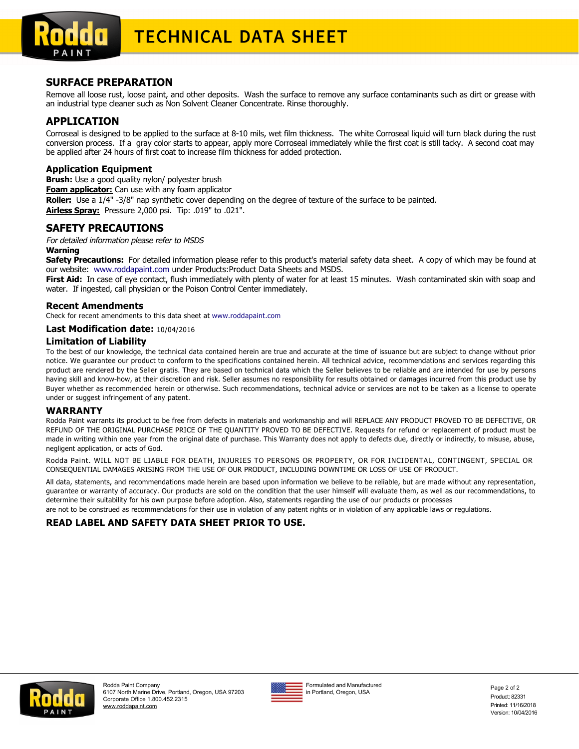## SURFACE PREPARATION

Remove all loose rust, loose paint, and other deposits. Wash the surface to remove any surface contaminants such as dirt or grease with an industrial type cleaner such as Non Solvent Cleaner Concentrate. Rinse thoroughly.

## APPLICATION

Corroseal is designed to be applied to the surface at 8-10 mils, wet film thickness. The white Corroseal liquid will turn black during the rust conversion process. If a gray color starts to appear, apply more Corroseal immediately while the first coat is still tacky. A second coat may be applied after 24 hours of first coat to increase film thickness for added protection.

### Application Equipment

**Brush:** Use a good quality nylon/ polyester brush
**Foam applicator:** Can use with any foam applicator
**Roller:** Use a 1/4" -3/8" nap synthetic cover depending on the degree of texture of the surface to be painted.
**Airless Spray:** Pressure 2,000 psi. Tip: .019" to .021".

## SAFETY PRECAUTIONS

*For detailed information please refer to MSDS*

**Warning**

**Safety Precautions:** For detailed information please refer to this product's material safety data sheet. A copy of which may be found at our website: www.roddapaint.com under Products:Product Data Sheets and MSDS.

**First Aid:** In case of eye contact, flush immediately with plenty of water for at least 15 minutes. Wash contaminated skin with soap and water. If ingested, call physician or the Poison Control Center immediately.

### Recent Amendments

Check for recent amendments to this data sheet at www.roddapaint.com

### Last Modification date: 10/04/2016

### Limitation of Liability

To the best of our knowledge, the technical data contained herein are true and accurate at the time of issuance but are subject to change without prior notice. We guarantee our product to conform to the specifications contained herein. All technical advice, recommendations and services regarding this product are rendered by the Seller gratis. They are based on technical data which the Seller believes to be reliable and are intended for use by persons having skill and know-how, at their discretion and risk. Seller assumes no responsibility for results obtained or damages incurred from this product use by Buyer whether as recommended herein or otherwise. Such recommendations, technical advice or services are not to be taken as a license to operate under or suggest infringement of any patent.

### WARRANTY

Rodda Paint warrants its product to be free from defects in materials and workmanship and will REPLACE ANY PRODUCT PROVED TO BE DEFECTIVE, OR REFUND OF THE ORIGINAL PURCHASE PRICE OF THE QUANTITY PROVED TO BE DEFECTIVE. Requests for refund or replacement of product must be made in writing within one year from the original date of purchase. This Warranty does not apply to defects due, directly or indirectly, to misuse, abuse, negligent application, or acts of God.

Rodda Paint. WILL NOT BE LIABLE FOR DEATH, INJURIES TO PERSONS OR PROPERTY, OR FOR INCIDENTAL, CONTINGENT, SPECIAL OR CONSEQUENTIAL DAMAGES ARISING FROM THE USE OF OUR PRODUCT, INCLUDING DOWNTIME OR LOSS OF USE OF PRODUCT.

All data, statements, and recommendations made herein are based upon information we believe to be reliable, but are made without any representation, guarantee or warranty of accuracy. Our products are sold on the condition that the user himself will evaluate them, as well as our recommendations, to determine their suitability for his own purpose before adoption. Also, statements regarding the use of our products or processes are not to be construed as recommendations for their use in violation of any patent rights or in violation of any applicable laws or regulations.

### READ LABEL AND SAFETY DATA SHEET PRIOR TO USE.

Rodda Paint Company
6107 North Marine Drive, Portland, Oregon, USA 97203
Corporate Office 1.800.452.2315
www.roddapaint.com

Formulated and Manufactured in Portland, Oregon, USA

Product: 82331
Printed: 11/16/2018
Version: 10/04/2016